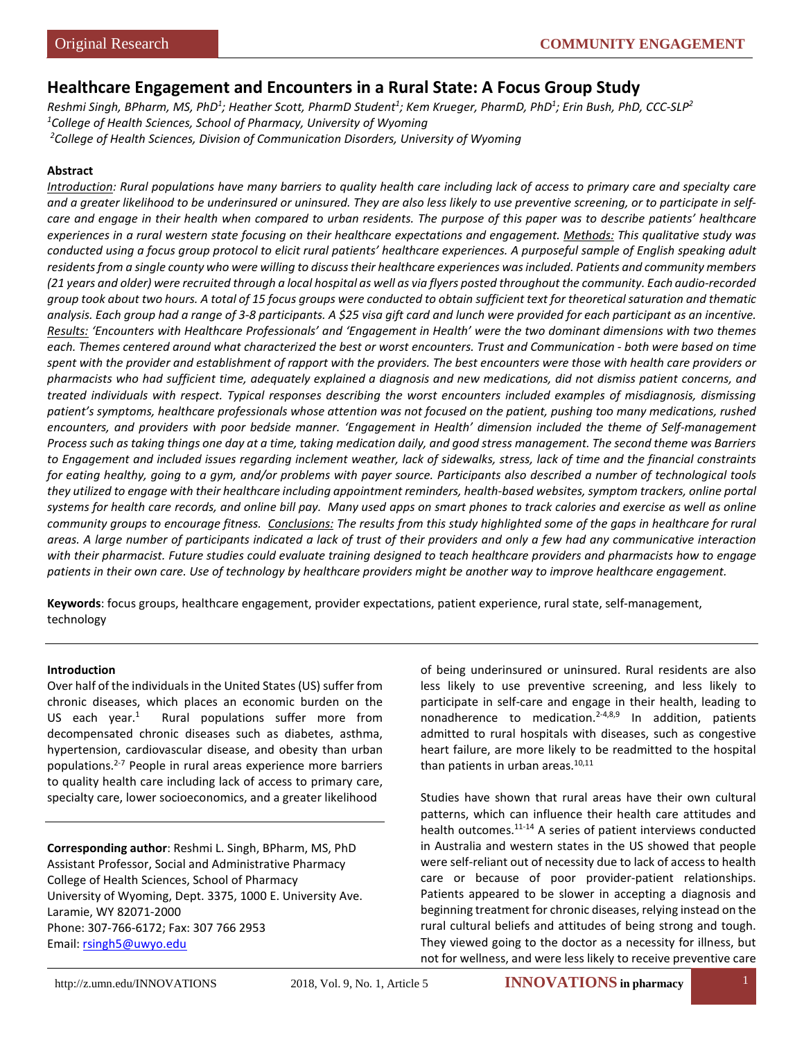Original Research | COMMUNITY ENGAGEMENT

# Healthcare Engagement and Encounters in a Rural State: A Focus Group Study

*Reshmi Singh, BPharm, MS, PhD[1]; Heather Scott, PharmD Student[1]; Kem Krueger, PharmD, PhD[1]; Erin Bush, PhD, CCC-SLP[2]*
*[1]College of Health Sciences, School of Pharmacy, University of Wyoming*
*[2]College of Health Sciences, Division of Communication Disorders, University of Wyoming*

## Abstract

*Introduction: Rural populations have many barriers to quality health care including lack of access to primary care and specialty care and a greater likelihood to be underinsured or uninsured. They are also less likely to use preventive screening, or to participate in self-care and engage in their health when compared to urban residents. The purpose of this paper was to describe patients' healthcare experiences in a rural western state focusing on their healthcare expectations and engagement. Methods: This qualitative study was conducted using a focus group protocol to elicit rural patients' healthcare experiences. A purposeful sample of English speaking adult residents from a single county who were willing to discuss their healthcare experiences was included. Patients and community members (21 years and older) were recruited through a local hospital as well as via flyers posted throughout the community. Each audio-recorded group took about two hours. A total of 15 focus groups were conducted to obtain sufficient text for theoretical saturation and thematic analysis. Each group had a range of 3-8 participants. A $25 visa gift card and lunch were provided for each participant as an incentive. Results: 'Encounters with Healthcare Professionals' and 'Engagement in Health' were the two dominant dimensions with two themes each. Themes centered around what characterized the best or worst encounters. Trust and Communication - both were based on time spent with the provider and establishment of rapport with the providers. The best encounters were those with health care providers or pharmacists who had sufficient time, adequately explained a diagnosis and new medications, did not dismiss patient concerns, and treated individuals with respect. Typical responses describing the worst encounters included examples of misdiagnosis, dismissing patient's symptoms, healthcare professionals whose attention was not focused on the patient, pushing too many medications, rushed encounters, and providers with poor bedside manner. 'Engagement in Health' dimension included the theme of Self-management Process such as taking things one day at a time, taking medication daily, and good stress management. The second theme was Barriers to Engagement and included issues regarding inclement weather, lack of sidewalks, stress, lack of time and the financial constraints for eating healthy, going to a gym, and/or problems with payer source. Participants also described a number of technological tools they utilized to engage with their healthcare including appointment reminders, health-based websites, symptom trackers, online portal systems for health care records, and online bill pay. Many used apps on smart phones to track calories and exercise as well as online community groups to encourage fitness. Conclusions: The results from this study highlighted some of the gaps in healthcare for rural areas. A large number of participants indicated a lack of trust of their providers and only a few had any communicative interaction with their pharmacist. Future studies could evaluate training designed to teach healthcare providers and pharmacists how to engage patients in their own care. Use of technology by healthcare providers might be another way to improve healthcare engagement.*

**Keywords**: focus groups, healthcare engagement, provider expectations, patient experience, rural state, self-management, technology

## Introduction

Over half of the individuals in the United States (US) suffer from chronic diseases, which places an economic burden on the US each year.[1] Rural populations suffer more from decompensated chronic diseases such as diabetes, asthma, hypertension, cardiovascular disease, and obesity than urban populations.[2-7] People in rural areas experience more barriers to quality health care including lack of access to primary care, specialty care, lower socioeconomics, and a greater likelihood of being underinsured or uninsured. Rural residents are also less likely to use preventive screening, and less likely to participate in self-care and engage in their health, leading to nonadherence to medication.[2-4,8,9] In addition, patients admitted to rural hospitals with diseases, such as congestive heart failure, are more likely to be readmitted to the hospital than patients in urban areas.[10,11]

Studies have shown that rural areas have their own cultural patterns, which can influence their health care attitudes and health outcomes.[11-14] A series of patient interviews conducted in Australia and western states in the US showed that people were self-reliant out of necessity due to lack of access to health care or because of poor provider-patient relationships. Patients appeared to be slower in accepting a diagnosis and beginning treatment for chronic diseases, relying instead on the rural cultural beliefs and attitudes of being strong and tough. They viewed going to the doctor as a necessity for illness, but not for wellness, and were less likely to receive preventive care

**Corresponding author**: Reshmi L. Singh, BPharm, MS, PhD
Assistant Professor, Social and Administrative Pharmacy
College of Health Sciences, School of Pharmacy
University of Wyoming, Dept. 3375, 1000 E. University Ave.
Laramie, WY 82071-2000
Phone: 307-766-6172; Fax: 307 766 2953
Email: rsingh5@uwyo.edu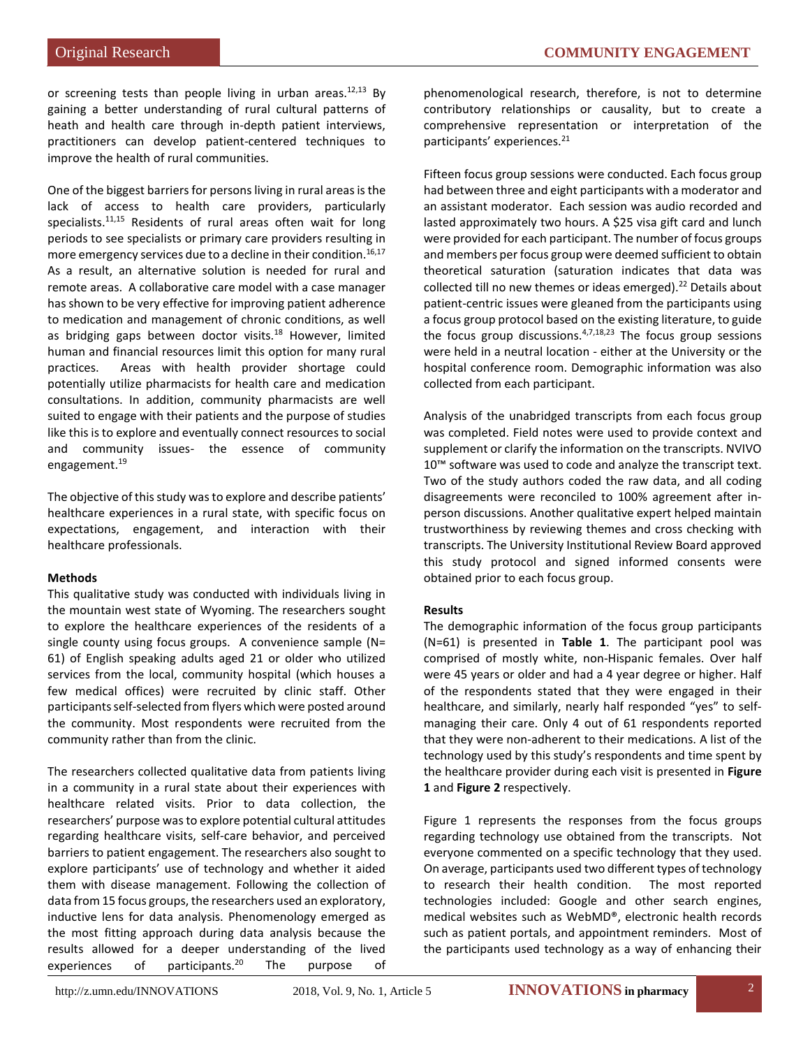or screening tests than people living in urban areas.[12,13] By gaining a better understanding of rural cultural patterns of heath and health care through in-depth patient interviews, practitioners can develop patient-centered techniques to improve the health of rural communities.

One of the biggest barriers for persons living in rural areas is the lack of access to health care providers, particularly specialists.[11,15] Residents of rural areas often wait for long periods to see specialists or primary care providers resulting in more emergency services due to a decline in their condition.[16,17] As a result, an alternative solution is needed for rural and remote areas. A collaborative care model with a case manager has shown to be very effective for improving patient adherence to medication and management of chronic conditions, as well as bridging gaps between doctor visits.[18] However, limited human and financial resources limit this option for many rural practices. Areas with health provider shortage could potentially utilize pharmacists for health care and medication consultations. In addition, community pharmacists are well suited to engage with their patients and the purpose of studies like this is to explore and eventually connect resources to social and community issues- the essence of community engagement.[19]

The objective of this study was to explore and describe patients' healthcare experiences in a rural state, with specific focus on expectations, engagement, and interaction with their healthcare professionals.

**Methods**

This qualitative study was conducted with individuals living in the mountain west state of Wyoming. The researchers sought to explore the healthcare experiences of the residents of a single county using focus groups. A convenience sample (N= 61) of English speaking adults aged 21 or older who utilized services from the local, community hospital (which houses a few medical offices) were recruited by clinic staff. Other participants self-selected from flyers which were posted around the community. Most respondents were recruited from the community rather than from the clinic.

The researchers collected qualitative data from patients living in a community in a rural state about their experiences with healthcare related visits. Prior to data collection, the researchers' purpose was to explore potential cultural attitudes regarding healthcare visits, self-care behavior, and perceived barriers to patient engagement. The researchers also sought to explore participants' use of technology and whether it aided them with disease management. Following the collection of data from 15 focus groups, the researchers used an exploratory, inductive lens for data analysis. Phenomenology emerged as the most fitting approach during data analysis because the results allowed for a deeper understanding of the lived experiences of participants.[20] The purpose of phenomenological research, therefore, is not to determine contributory relationships or causality, but to create a comprehensive representation or interpretation of the participants' experiences.[21]

Fifteen focus group sessions were conducted. Each focus group had between three and eight participants with a moderator and an assistant moderator. Each session was audio recorded and lasted approximately two hours. A $25 visa gift card and lunch were provided for each participant. The number of focus groups and members per focus group were deemed sufficient to obtain theoretical saturation (saturation indicates that data was collected till no new themes or ideas emerged).[22] Details about patient-centric issues were gleaned from the participants using a focus group protocol based on the existing literature, to guide the focus group discussions.[4,7,18,23] The focus group sessions were held in a neutral location - either at the University or the hospital conference room. Demographic information was also collected from each participant.

Analysis of the unabridged transcripts from each focus group was completed. Field notes were used to provide context and supplement or clarify the information on the transcripts. NVIVO 10™ software was used to code and analyze the transcript text. Two of the study authors coded the raw data, and all coding disagreements were reconciled to 100% agreement after in-person discussions. Another qualitative expert helped maintain trustworthiness by reviewing themes and cross checking with transcripts. The University Institutional Review Board approved this study protocol and signed informed consents were obtained prior to each focus group.

**Results**

The demographic information of the focus group participants (N=61) is presented in **Table 1**. The participant pool was comprised of mostly white, non-Hispanic females. Over half were 45 years or older and had a 4 year degree or higher. Half of the respondents stated that they were engaged in their healthcare, and similarly, nearly half responded "yes" to self-managing their care. Only 4 out of 61 respondents reported that they were non-adherent to their medications. A list of the technology used by this study's respondents and time spent by the healthcare provider during each visit is presented in **Figure 1** and **Figure 2** respectively.

Figure 1 represents the responses from the focus groups regarding technology use obtained from the transcripts. Not everyone commented on a specific technology that they used. On average, participants used two different types of technology to research their health condition. The most reported technologies included: Google and other search engines, medical websites such as WebMD®, electronic health records such as patient portals, and appointment reminders. Most of the participants used technology as a way of enhancing their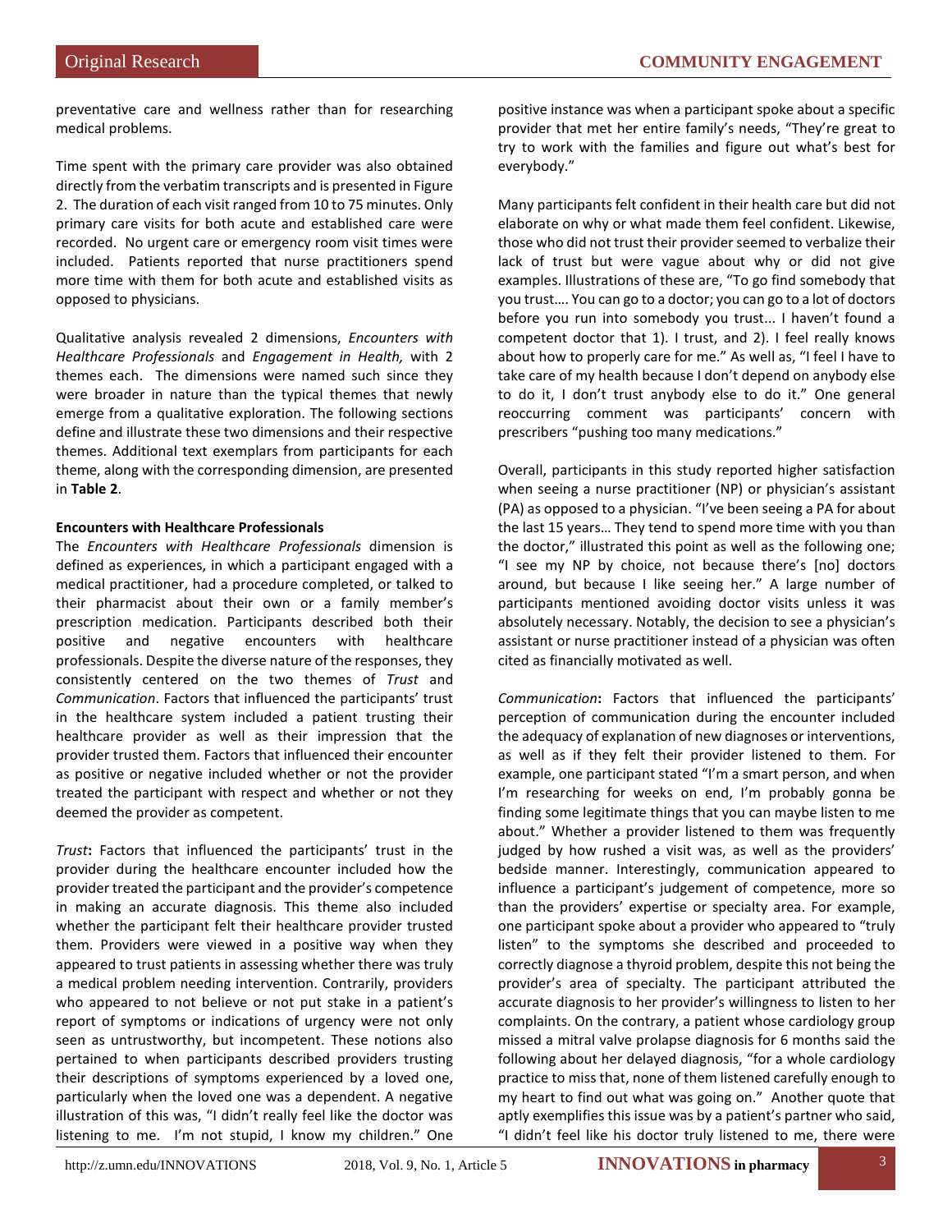preventative care and wellness rather than for researching medical problems.

Time spent with the primary care provider was also obtained directly from the verbatim transcripts and is presented in Figure 2. The duration of each visit ranged from 10 to 75 minutes. Only primary care visits for both acute and established care were recorded. No urgent care or emergency room visit times were included. Patients reported that nurse practitioners spend more time with them for both acute and established visits as opposed to physicians.

Qualitative analysis revealed 2 dimensions, *Encounters with Healthcare Professionals* and *Engagement in Health,* with 2 themes each. The dimensions were named such since they were broader in nature than the typical themes that newly emerge from a qualitative exploration. The following sections define and illustrate these two dimensions and their respective themes. Additional text exemplars from participants for each theme, along with the corresponding dimension, are presented in **Table 2**.

**Encounters with Healthcare Professionals**

The *Encounters with Healthcare Professionals* dimension is defined as experiences, in which a participant engaged with a medical practitioner, had a procedure completed, or talked to their pharmacist about their own or a family member's prescription medication. Participants described both their positive and negative encounters with healthcare professionals. Despite the diverse nature of the responses, they consistently centered on the two themes of *Trust* and *Communication*. Factors that influenced the participants' trust in the healthcare system included a patient trusting their healthcare provider as well as their impression that the provider trusted them. Factors that influenced their encounter as positive or negative included whether or not the provider treated the participant with respect and whether or not they deemed the provider as competent.

*Trust***:** Factors that influenced the participants' trust in the provider during the healthcare encounter included how the provider treated the participant and the provider's competence in making an accurate diagnosis. This theme also included whether the participant felt their healthcare provider trusted them. Providers were viewed in a positive way when they appeared to trust patients in assessing whether there was truly a medical problem needing intervention. Contrarily, providers who appeared to not believe or not put stake in a patient's report of symptoms or indications of urgency were not only seen as untrustworthy, but incompetent. These notions also pertained to when participants described providers trusting their descriptions of symptoms experienced by a loved one, particularly when the loved one was a dependent. A negative illustration of this was, "I didn't really feel like the doctor was listening to me. I'm not stupid, I know my children." One positive instance was when a participant spoke about a specific provider that met her entire family's needs, "They're great to try to work with the families and figure out what's best for everybody."

Many participants felt confident in their health care but did not elaborate on why or what made them feel confident. Likewise, those who did not trust their provider seemed to verbalize their lack of trust but were vague about why or did not give examples. Illustrations of these are, "To go find somebody that you trust…. You can go to a doctor; you can go to a lot of doctors before you run into somebody you trust... I haven't found a competent doctor that 1). I trust, and 2). I feel really knows about how to properly care for me." As well as, "I feel I have to take care of my health because I don't depend on anybody else to do it, I don't trust anybody else to do it." One general reoccurring comment was participants' concern with prescribers "pushing too many medications."

Overall, participants in this study reported higher satisfaction when seeing a nurse practitioner (NP) or physician's assistant (PA) as opposed to a physician. "I've been seeing a PA for about the last 15 years… They tend to spend more time with you than the doctor," illustrated this point as well as the following one; "I see my NP by choice, not because there's [no] doctors around, but because I like seeing her." A large number of participants mentioned avoiding doctor visits unless it was absolutely necessary. Notably, the decision to see a physician's assistant or nurse practitioner instead of a physician was often cited as financially motivated as well.

*Communication***:** Factors that influenced the participants' perception of communication during the encounter included the adequacy of explanation of new diagnoses or interventions, as well as if they felt their provider listened to them. For example, one participant stated "I'm a smart person, and when I'm researching for weeks on end, I'm probably gonna be finding some legitimate things that you can maybe listen to me about." Whether a provider listened to them was frequently judged by how rushed a visit was, as well as the providers' bedside manner. Interestingly, communication appeared to influence a participant's judgement of competence, more so than the providers' expertise or specialty area. For example, one participant spoke about a provider who appeared to "truly listen" to the symptoms she described and proceeded to correctly diagnose a thyroid problem, despite this not being the provider's area of specialty. The participant attributed the accurate diagnosis to her provider's willingness to listen to her complaints. On the contrary, a patient whose cardiology group missed a mitral valve prolapse diagnosis for 6 months said the following about her delayed diagnosis, "for a whole cardiology practice to miss that, none of them listened carefully enough to my heart to find out what was going on." Another quote that aptly exemplifies this issue was by a patient's partner who said, "I didn't feel like his doctor truly listened to me, there were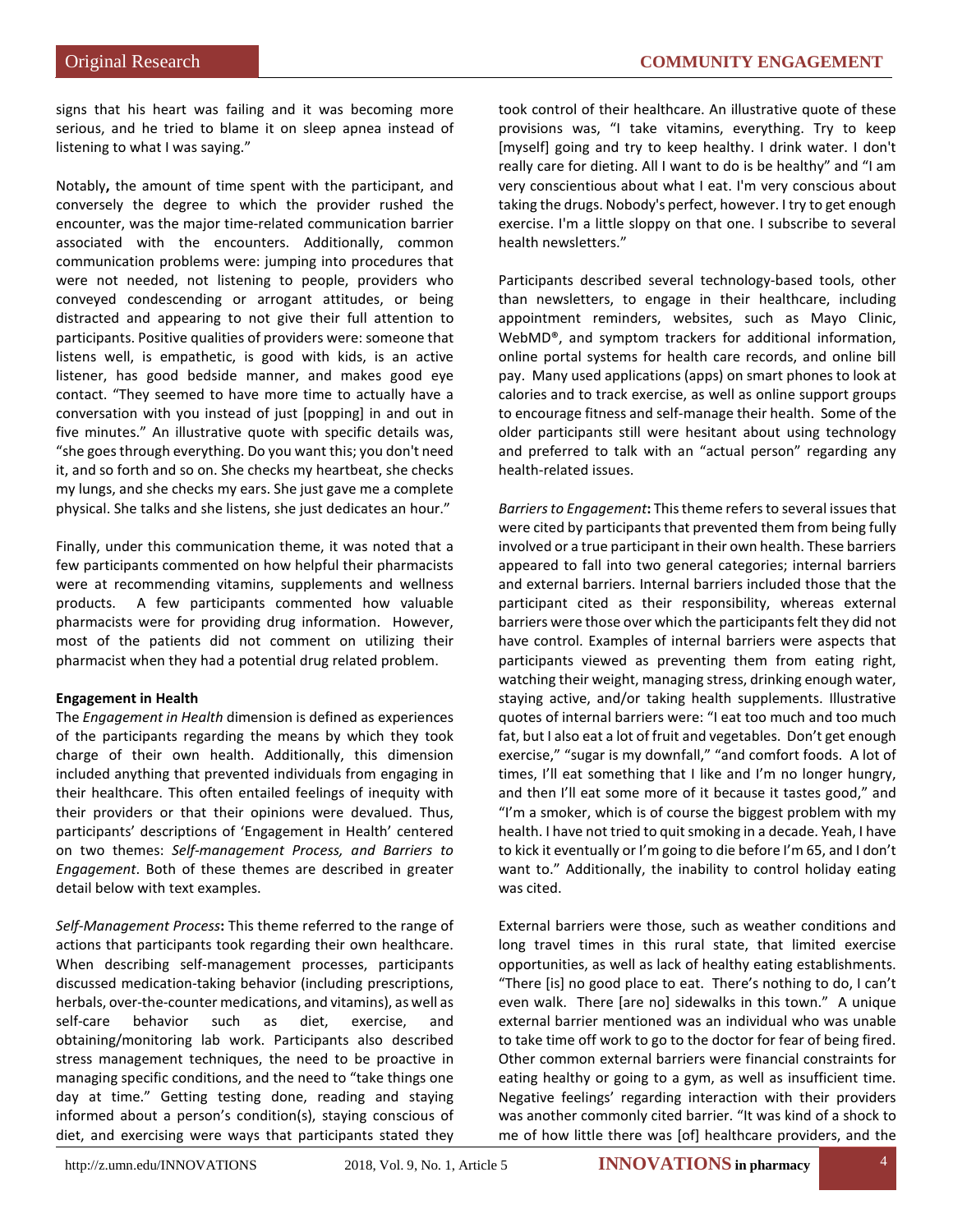signs that his heart was failing and it was becoming more serious, and he tried to blame it on sleep apnea instead of listening to what I was saying."

Notably**,** the amount of time spent with the participant, and conversely the degree to which the provider rushed the encounter, was the major time-related communication barrier associated with the encounters. Additionally, common communication problems were: jumping into procedures that were not needed, not listening to people, providers who conveyed condescending or arrogant attitudes, or being distracted and appearing to not give their full attention to participants. Positive qualities of providers were: someone that listens well, is empathetic, is good with kids, is an active listener, has good bedside manner, and makes good eye contact. "They seemed to have more time to actually have a conversation with you instead of just [popping] in and out in five minutes." An illustrative quote with specific details was, "she goes through everything. Do you want this; you don't need it, and so forth and so on. She checks my heartbeat, she checks my lungs, and she checks my ears. She just gave me a complete physical. She talks and she listens, she just dedicates an hour."

Finally, under this communication theme, it was noted that a few participants commented on how helpful their pharmacists were at recommending vitamins, supplements and wellness products. A few participants commented how valuable pharmacists were for providing drug information. However, most of the patients did not comment on utilizing their pharmacist when they had a potential drug related problem.

**Engagement in Health**

The *Engagement in Health* dimension is defined as experiences of the participants regarding the means by which they took charge of their own health. Additionally, this dimension included anything that prevented individuals from engaging in their healthcare. This often entailed feelings of inequity with their providers or that their opinions were devalued. Thus, participants' descriptions of 'Engagement in Health' centered on two themes: *Self-management Process, and Barriers to Engagement*. Both of these themes are described in greater detail below with text examples.

*Self-Management Process***:** This theme referred to the range of actions that participants took regarding their own healthcare. When describing self-management processes, participants discussed medication-taking behavior (including prescriptions, herbals, over-the-counter medications, and vitamins), as well as self-care behavior such as diet, exercise, and obtaining/monitoring lab work. Participants also described stress management techniques, the need to be proactive in managing specific conditions, and the need to "take things one day at time." Getting testing done, reading and staying informed about a person's condition(s), staying conscious of diet, and exercising were ways that participants stated they took control of their healthcare. An illustrative quote of these provisions was, "I take vitamins, everything. Try to keep [myself] going and try to keep healthy. I drink water. I don't really care for dieting. All I want to do is be healthy" and "I am very conscientious about what I eat. I'm very conscious about taking the drugs. Nobody's perfect, however. I try to get enough exercise. I'm a little sloppy on that one. I subscribe to several health newsletters."

Participants described several technology-based tools, other than newsletters, to engage in their healthcare, including appointment reminders, websites, such as Mayo Clinic, WebMD®, and symptom trackers for additional information, online portal systems for health care records, and online bill pay. Many used applications (apps) on smart phones to look at calories and to track exercise, as well as online support groups to encourage fitness and self-manage their health. Some of the older participants still were hesitant about using technology and preferred to talk with an "actual person" regarding any health-related issues.

*Barriers to Engagement***:** This theme refers to several issues that were cited by participants that prevented them from being fully involved or a true participant in their own health. These barriers appeared to fall into two general categories; internal barriers and external barriers. Internal barriers included those that the participant cited as their responsibility, whereas external barriers were those over which the participants felt they did not have control. Examples of internal barriers were aspects that participants viewed as preventing them from eating right, watching their weight, managing stress, drinking enough water, staying active, and/or taking health supplements. Illustrative quotes of internal barriers were: "I eat too much and too much fat, but I also eat a lot of fruit and vegetables. Don't get enough exercise," "sugar is my downfall," "and comfort foods. A lot of times, I'll eat something that I like and I'm no longer hungry, and then I'll eat some more of it because it tastes good," and "I'm a smoker, which is of course the biggest problem with my health. I have not tried to quit smoking in a decade. Yeah, I have to kick it eventually or I'm going to die before I'm 65, and I don't want to." Additionally, the inability to control holiday eating was cited.

External barriers were those, such as weather conditions and long travel times in this rural state, that limited exercise opportunities, as well as lack of healthy eating establishments. "There [is] no good place to eat. There's nothing to do, I can't even walk. There [are no] sidewalks in this town." A unique external barrier mentioned was an individual who was unable to take time off work to go to the doctor for fear of being fired. Other common external barriers were financial constraints for eating healthy or going to a gym, as well as insufficient time. Negative feelings' regarding interaction with their providers was another commonly cited barrier. "It was kind of a shock to me of how little there was [of] healthcare providers, and the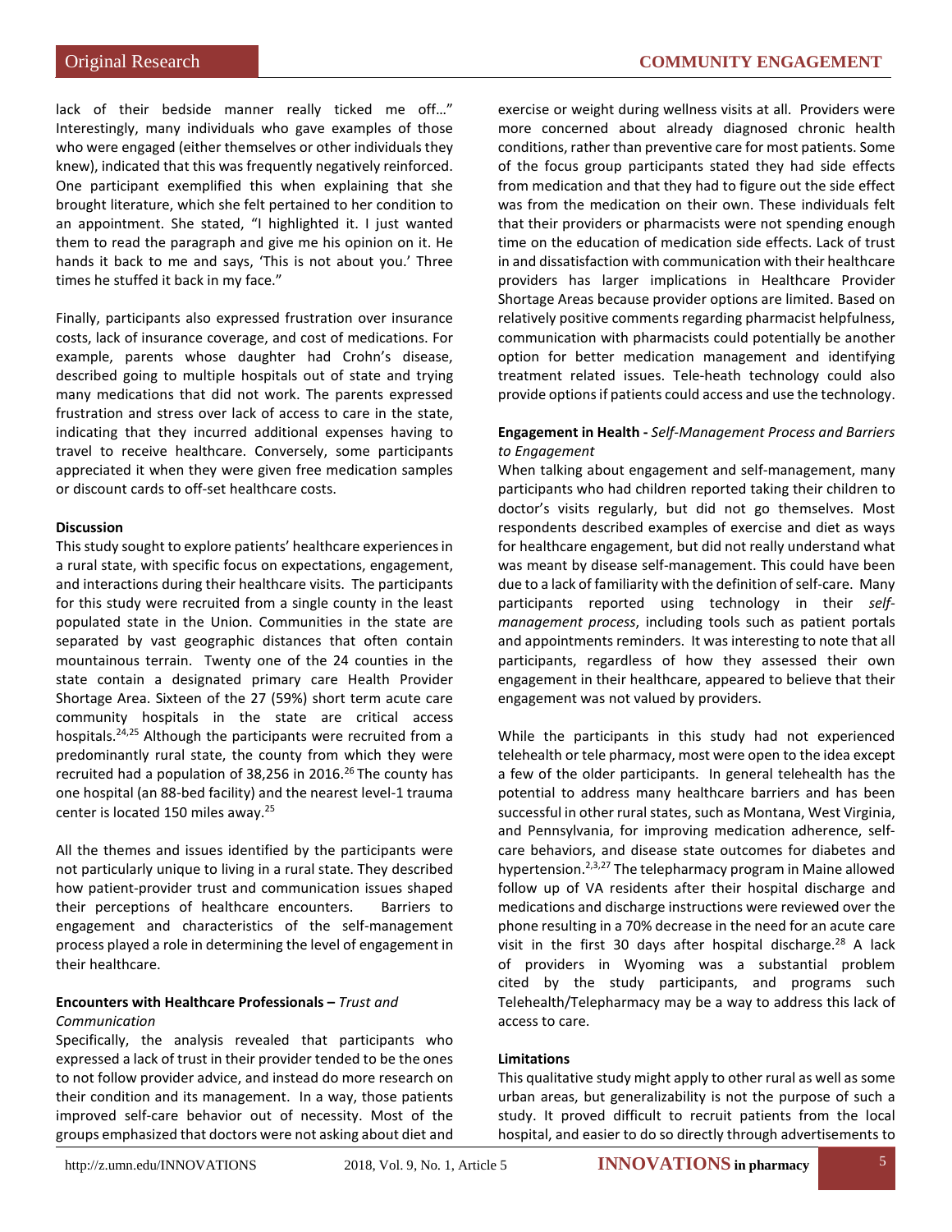lack of their bedside manner really ticked me off…" Interestingly, many individuals who gave examples of those who were engaged (either themselves or other individuals they knew), indicated that this was frequently negatively reinforced. One participant exemplified this when explaining that she brought literature, which she felt pertained to her condition to an appointment. She stated, "I highlighted it. I just wanted them to read the paragraph and give me his opinion on it. He hands it back to me and says, 'This is not about you.' Three times he stuffed it back in my face."

Finally, participants also expressed frustration over insurance costs, lack of insurance coverage, and cost of medications. For example, parents whose daughter had Crohn's disease, described going to multiple hospitals out of state and trying many medications that did not work. The parents expressed frustration and stress over lack of access to care in the state, indicating that they incurred additional expenses having to travel to receive healthcare. Conversely, some participants appreciated it when they were given free medication samples or discount cards to off-set healthcare costs.

## Discussion

This study sought to explore patients' healthcare experiences in a rural state, with specific focus on expectations, engagement, and interactions during their healthcare visits. The participants for this study were recruited from a single county in the least populated state in the Union. Communities in the state are separated by vast geographic distances that often contain mountainous terrain. Twenty one of the 24 counties in the state contain a designated primary care Health Provider Shortage Area. Sixteen of the 27 (59%) short term acute care community hospitals in the state are critical access hospitals.[24,25] Although the participants were recruited from a predominantly rural state, the county from which they were recruited had a population of 38,256 in 2016.[26] The county has one hospital (an 88-bed facility) and the nearest level-1 trauma center is located 150 miles away.[25]

All the themes and issues identified by the participants were not particularly unique to living in a rural state. They described how patient-provider trust and communication issues shaped their perceptions of healthcare encounters. Barriers to engagement and characteristics of the self-management process played a role in determining the level of engagement in their healthcare.

### Encounters with Healthcare Professionals – *Trust and Communication*

Specifically, the analysis revealed that participants who expressed a lack of trust in their provider tended to be the ones to not follow provider advice, and instead do more research on their condition and its management. In a way, those patients improved self-care behavior out of necessity. Most of the groups emphasized that doctors were not asking about diet and exercise or weight during wellness visits at all. Providers were more concerned about already diagnosed chronic health conditions, rather than preventive care for most patients. Some of the focus group participants stated they had side effects from medication and that they had to figure out the side effect was from the medication on their own. These individuals felt that their providers or pharmacists were not spending enough time on the education of medication side effects. Lack of trust in and dissatisfaction with communication with their healthcare providers has larger implications in Healthcare Provider Shortage Areas because provider options are limited. Based on relatively positive comments regarding pharmacist helpfulness, communication with pharmacists could potentially be another option for better medication management and identifying treatment related issues. Tele-heath technology could also provide options if patients could access and use the technology.

### Engagement in Health - *Self-Management Process and Barriers to Engagement*

When talking about engagement and self-management, many participants who had children reported taking their children to doctor's visits regularly, but did not go themselves. Most respondents described examples of exercise and diet as ways for healthcare engagement, but did not really understand what was meant by disease self-management. This could have been due to a lack of familiarity with the definition of self-care. Many participants reported using technology in their *self-management process*, including tools such as patient portals and appointments reminders. It was interesting to note that all participants, regardless of how they assessed their own engagement in their healthcare, appeared to believe that their engagement was not valued by providers.

While the participants in this study had not experienced telehealth or tele pharmacy, most were open to the idea except a few of the older participants. In general telehealth has the potential to address many healthcare barriers and has been successful in other rural states, such as Montana, West Virginia, and Pennsylvania, for improving medication adherence, self-care behaviors, and disease state outcomes for diabetes and hypertension.[2,3,27] The telepharmacy program in Maine allowed follow up of VA residents after their hospital discharge and medications and discharge instructions were reviewed over the phone resulting in a 70% decrease in the need for an acute care visit in the first 30 days after hospital discharge.[28] A lack of providers in Wyoming was a substantial problem cited by the study participants, and programs such Telehealth/Telepharmacy may be a way to address this lack of access to care.

## Limitations

This qualitative study might apply to other rural as well as some urban areas, but generalizability is not the purpose of such a study. It proved difficult to recruit patients from the local hospital, and easier to do so directly through advertisements to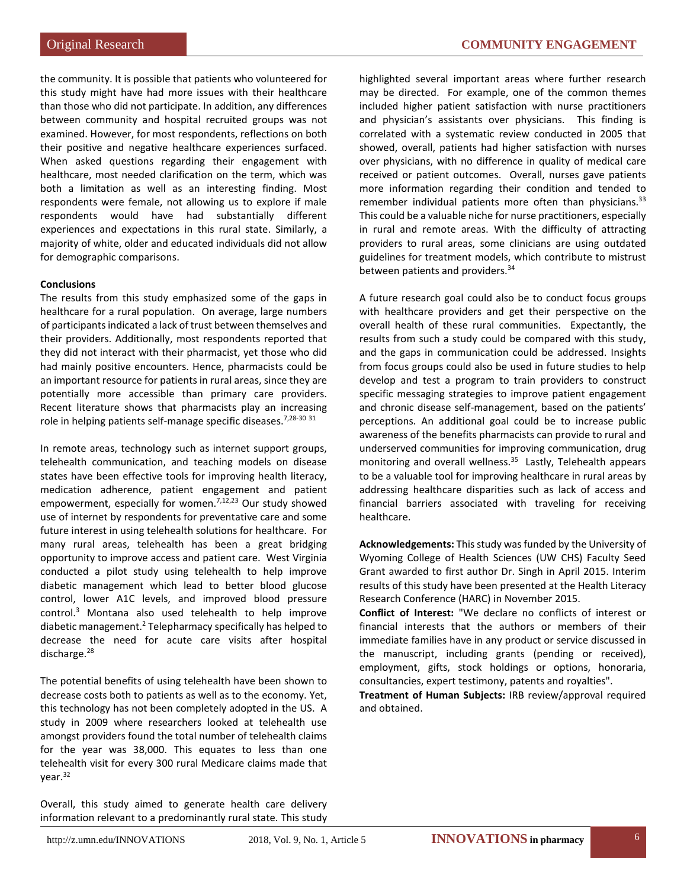the community. It is possible that patients who volunteered for this study might have had more issues with their healthcare than those who did not participate. In addition, any differences between community and hospital recruited groups was not examined. However, for most respondents, reflections on both their positive and negative healthcare experiences surfaced. When asked questions regarding their engagement with healthcare, most needed clarification on the term, which was both a limitation as well as an interesting finding. Most respondents were female, not allowing us to explore if male respondents would have had substantially different experiences and expectations in this rural state. Similarly, a majority of white, older and educated individuals did not allow for demographic comparisons.

**Conclusions**

The results from this study emphasized some of the gaps in healthcare for a rural population. On average, large numbers of participants indicated a lack of trust between themselves and their providers. Additionally, most respondents reported that they did not interact with their pharmacist, yet those who did had mainly positive encounters. Hence, pharmacists could be an important resource for patients in rural areas, since they are potentially more accessible than primary care providers. Recent literature shows that pharmacists play an increasing role in helping patients self-manage specific diseases.[7,28-30 31]

In remote areas, technology such as internet support groups, telehealth communication, and teaching models on disease states have been effective tools for improving health literacy, medication adherence, patient engagement and patient empowerment, especially for women.[7,12,23] Our study showed use of internet by respondents for preventative care and some future interest in using telehealth solutions for healthcare. For many rural areas, telehealth has been a great bridging opportunity to improve access and patient care. West Virginia conducted a pilot study using telehealth to help improve diabetic management which lead to better blood glucose control, lower A1C levels, and improved blood pressure control.[3] Montana also used telehealth to help improve diabetic management.[2] Telepharmacy specifically has helped to decrease the need for acute care visits after hospital discharge.[28]

The potential benefits of using telehealth have been shown to decrease costs both to patients as well as to the economy. Yet, this technology has not been completely adopted in the US. A study in 2009 where researchers looked at telehealth use amongst providers found the total number of telehealth claims for the year was 38,000. This equates to less than one telehealth visit for every 300 rural Medicare claims made that year.[32]

Overall, this study aimed to generate health care delivery information relevant to a predominantly rural state. This study highlighted several important areas where further research may be directed. For example, one of the common themes included higher patient satisfaction with nurse practitioners and physician's assistants over physicians. This finding is correlated with a systematic review conducted in 2005 that showed, overall, patients had higher satisfaction with nurses over physicians, with no difference in quality of medical care received or patient outcomes. Overall, nurses gave patients more information regarding their condition and tended to remember individual patients more often than physicians.[33] This could be a valuable niche for nurse practitioners, especially in rural and remote areas. With the difficulty of attracting providers to rural areas, some clinicians are using outdated guidelines for treatment models, which contribute to mistrust between patients and providers.[34]

A future research goal could also be to conduct focus groups with healthcare providers and get their perspective on the overall health of these rural communities. Expectantly, the results from such a study could be compared with this study, and the gaps in communication could be addressed. Insights from focus groups could also be used in future studies to help develop and test a program to train providers to construct specific messaging strategies to improve patient engagement and chronic disease self-management, based on the patients' perceptions. An additional goal could be to increase public awareness of the benefits pharmacists can provide to rural and underserved communities for improving communication, drug monitoring and overall wellness.[35] Lastly, Telehealth appears to be a valuable tool for improving healthcare in rural areas by addressing healthcare disparities such as lack of access and financial barriers associated with traveling for receiving healthcare.

**Acknowledgements:** This study was funded by the University of Wyoming College of Health Sciences (UW CHS) Faculty Seed Grant awarded to first author Dr. Singh in April 2015. Interim results of this study have been presented at the Health Literacy Research Conference (HARC) in November 2015.

**Conflict of Interest:** "We declare no conflicts of interest or financial interests that the authors or members of their immediate families have in any product or service discussed in the manuscript, including grants (pending or received), employment, gifts, stock holdings or options, honoraria, consultancies, expert testimony, patents and royalties".

**Treatment of Human Subjects:** IRB review/approval required and obtained.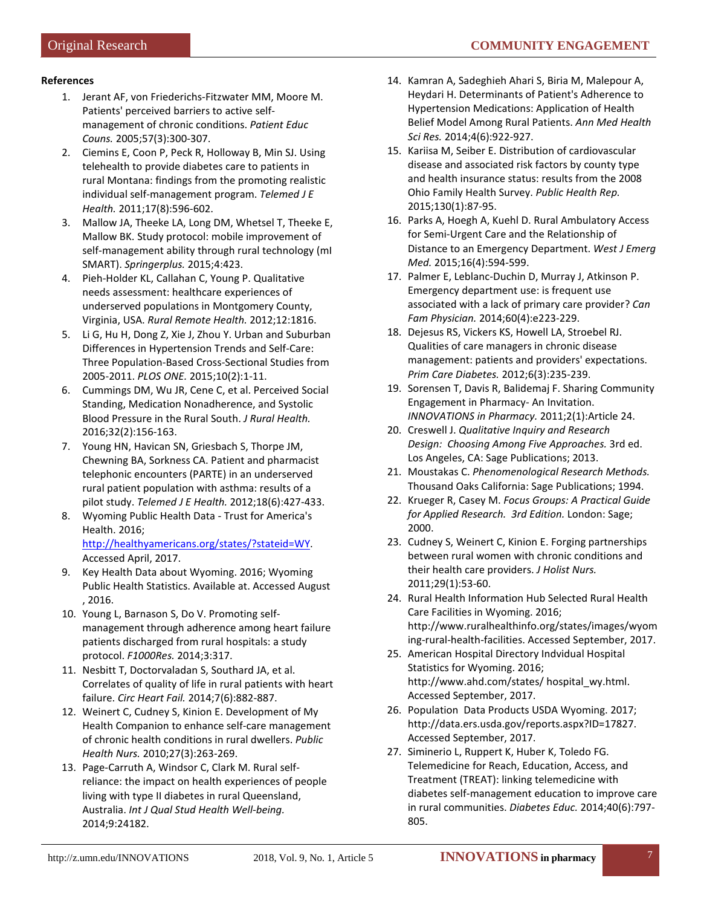## References

1. Jerant AF, von Friederichs-Fitzwater MM, Moore M. Patients' perceived barriers to active self-management of chronic conditions. *Patient Educ Couns.* 2005;57(3):300-307.
2. Ciemins E, Coon P, Peck R, Holloway B, Min SJ. Using telehealth to provide diabetes care to patients in rural Montana: findings from the promoting realistic individual self-management program. *Telemed J E Health.* 2011;17(8):596-602.
3. Mallow JA, Theeke LA, Long DM, Whetsel T, Theeke E, Mallow BK. Study protocol: mobile improvement of self-management ability through rural technology (mI SMART). *Springerplus.* 2015;4:423.
4. Pieh-Holder KL, Callahan C, Young P. Qualitative needs assessment: healthcare experiences of underserved populations in Montgomery County, Virginia, USA. *Rural Remote Health.* 2012;12:1816.
5. Li G, Hu H, Dong Z, Xie J, Zhou Y. Urban and Suburban Differences in Hypertension Trends and Self-Care: Three Population-Based Cross-Sectional Studies from 2005-2011. *PLOS ONE.* 2015;10(2):1-11.
6. Cummings DM, Wu JR, Cene C, et al. Perceived Social Standing, Medication Nonadherence, and Systolic Blood Pressure in the Rural South. *J Rural Health.* 2016;32(2):156-163.
7. Young HN, Havican SN, Griesbach S, Thorpe JM, Chewning BA, Sorkness CA. Patient and pharmacist telephonic encounters (PARTE) in an underserved rural patient population with asthma: results of a pilot study. *Telemed J E Health.* 2012;18(6):427-433.
8. Wyoming Public Health Data - Trust for America's Health. 2016; [http://healthyamericans.org/states/?stateid=WY](http://healthyamericans.org/states/?stateid=WY). Accessed April, 2017.
9. Key Health Data about Wyoming. 2016; Wyoming Public Health Statistics. Available at. Accessed August , 2016.
10. Young L, Barnason S, Do V. Promoting self-management through adherence among heart failure patients discharged from rural hospitals: a study protocol. *F1000Res.* 2014;3:317.
11. Nesbitt T, Doctorvaladan S, Southard JA, et al. Correlates of quality of life in rural patients with heart failure. *Circ Heart Fail.* 2014;7(6):882-887.
12. Weinert C, Cudney S, Kinion E. Development of My Health Companion to enhance self-care management of chronic health conditions in rural dwellers. *Public Health Nurs.* 2010;27(3):263-269.
13. Page-Carruth A, Windsor C, Clark M. Rural self-reliance: the impact on health experiences of people living with type II diabetes in rural Queensland, Australia. *Int J Qual Stud Health Well-being.* 2014;9:24182.
14. Kamran A, Sadeghieh Ahari S, Biria M, Malepour A, Heydari H. Determinants of Patient's Adherence to Hypertension Medications: Application of Health Belief Model Among Rural Patients. *Ann Med Health Sci Res.* 2014;4(6):922-927.
15. Kariisa M, Seiber E. Distribution of cardiovascular disease and associated risk factors by county type and health insurance status: results from the 2008 Ohio Family Health Survey. *Public Health Rep.* 2015;130(1):87-95.
16. Parks A, Hoegh A, Kuehl D. Rural Ambulatory Access for Semi-Urgent Care and the Relationship of Distance to an Emergency Department. *West J Emerg Med.* 2015;16(4):594-599.
17. Palmer E, Leblanc-Duchin D, Murray J, Atkinson P. Emergency department use: is frequent use associated with a lack of primary care provider? *Can Fam Physician.* 2014;60(4):e223-229.
18. Dejesus RS, Vickers KS, Howell LA, Stroebel RJ. Qualities of care managers in chronic disease management: patients and providers' expectations. *Prim Care Diabetes.* 2012;6(3):235-239.
19. Sorensen T, Davis R, Balidemaj F. Sharing Community Engagement in Pharmacy- An Invitation. *INNOVATIONS in Pharmacy.* 2011;2(1):Article 24.
20. Creswell J. *Qualitative Inquiry and Research Design: Choosing Among Five Approaches.* 3rd ed. Los Angeles, CA: Sage Publications; 2013.
21. Moustakas C. *Phenomenological Research Methods.* Thousand Oaks California: Sage Publications; 1994.
22. Krueger R, Casey M. *Focus Groups: A Practical Guide for Applied Research. 3rd Edition.* London: Sage; 2000.
23. Cudney S, Weinert C, Kinion E. Forging partnerships between rural women with chronic conditions and their health care providers. *J Holist Nurs.* 2011;29(1):53-60.
24. Rural Health Information Hub Selected Rural Health Care Facilities in Wyoming. 2016; http://www.ruralhealthinfo.org/states/images/wyoming-rural-health-facilities. Accessed September, 2017.
25. American Hospital Directory Indvidual Hospital Statistics for Wyoming. 2016; http://www.ahd.com/states/ hospital_wy.html. Accessed September, 2017.
26. Population Data Products USDA Wyoming. 2017; http://data.ers.usda.gov/reports.aspx?ID=17827. Accessed September, 2017.
27. Siminerio L, Ruppert K, Huber K, Toledo FG. Telemedicine for Reach, Education, Access, and Treatment (TREAT): linking telemedicine with diabetes self-management education to improve care in rural communities. *Diabetes Educ.* 2014;40(6):797-805.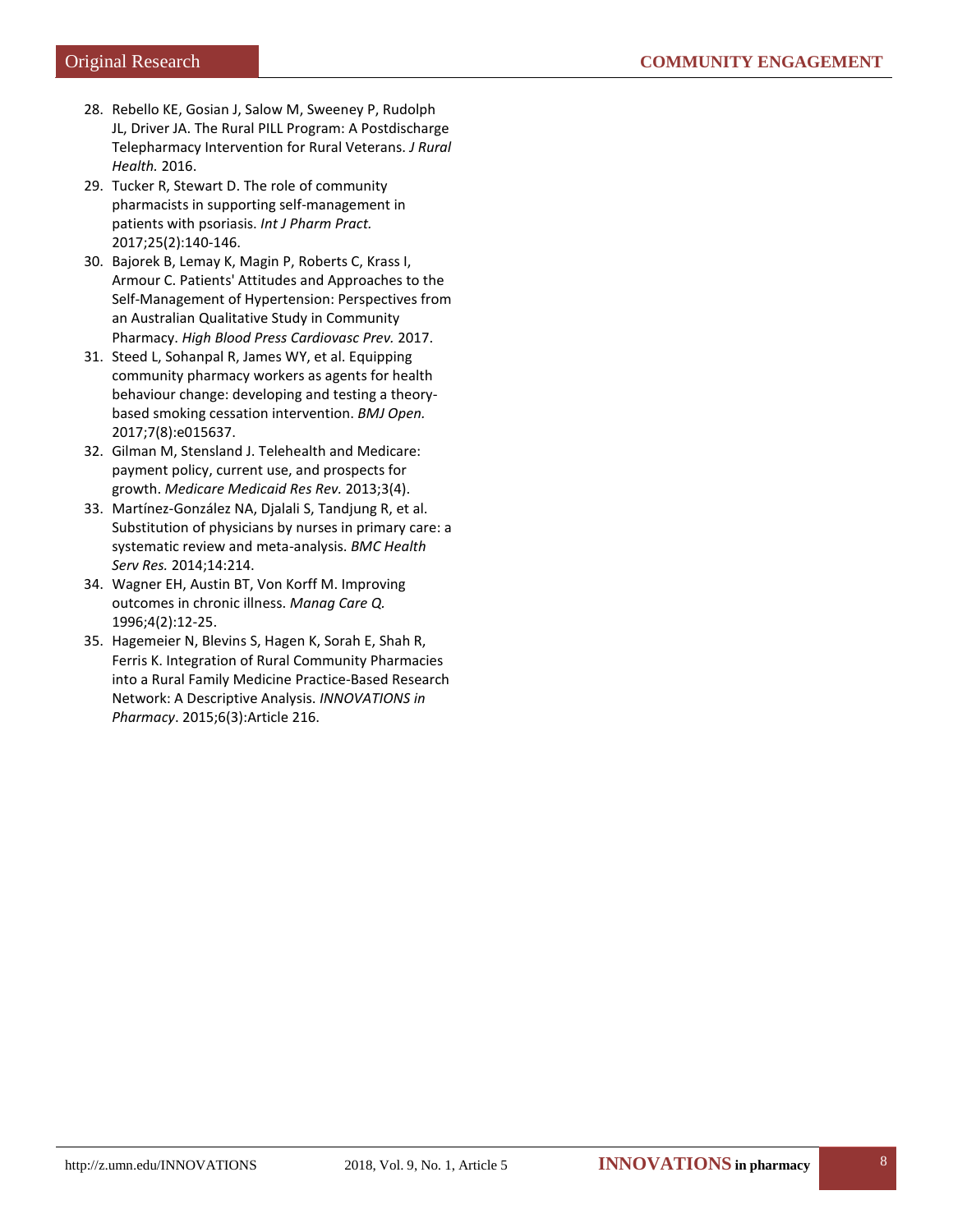28. Rebello KE, Gosian J, Salow M, Sweeney P, Rudolph JL, Driver JA. The Rural PILL Program: A Postdischarge Telepharmacy Intervention for Rural Veterans. *J Rural Health.* 2016.
29. Tucker R, Stewart D. The role of community pharmacists in supporting self-management in patients with psoriasis. *Int J Pharm Pract.* 2017;25(2):140-146.
30. Bajorek B, Lemay K, Magin P, Roberts C, Krass I, Armour C. Patients' Attitudes and Approaches to the Self-Management of Hypertension: Perspectives from an Australian Qualitative Study in Community Pharmacy. *High Blood Press Cardiovasc Prev.* 2017.
31. Steed L, Sohanpal R, James WY, et al. Equipping community pharmacy workers as agents for health behaviour change: developing and testing a theory-based smoking cessation intervention. *BMJ Open.* 2017;7(8):e015637.
32. Gilman M, Stensland J. Telehealth and Medicare: payment policy, current use, and prospects for growth. *Medicare Medicaid Res Rev.* 2013;3(4).
33. Martínez-González NA, Djalali S, Tandjung R, et al. Substitution of physicians by nurses in primary care: a systematic review and meta-analysis. *BMC Health Serv Res.* 2014;14:214.
34. Wagner EH, Austin BT, Von Korff M. Improving outcomes in chronic illness. *Manag Care Q.* 1996;4(2):12-25.
35. Hagemeier N, Blevins S, Hagen K, Sorah E, Shah R, Ferris K. Integration of Rural Community Pharmacies into a Rural Family Medicine Practice-Based Research Network: A Descriptive Analysis. *INNOVATIONS in Pharmacy*. 2015;6(3):Article 216.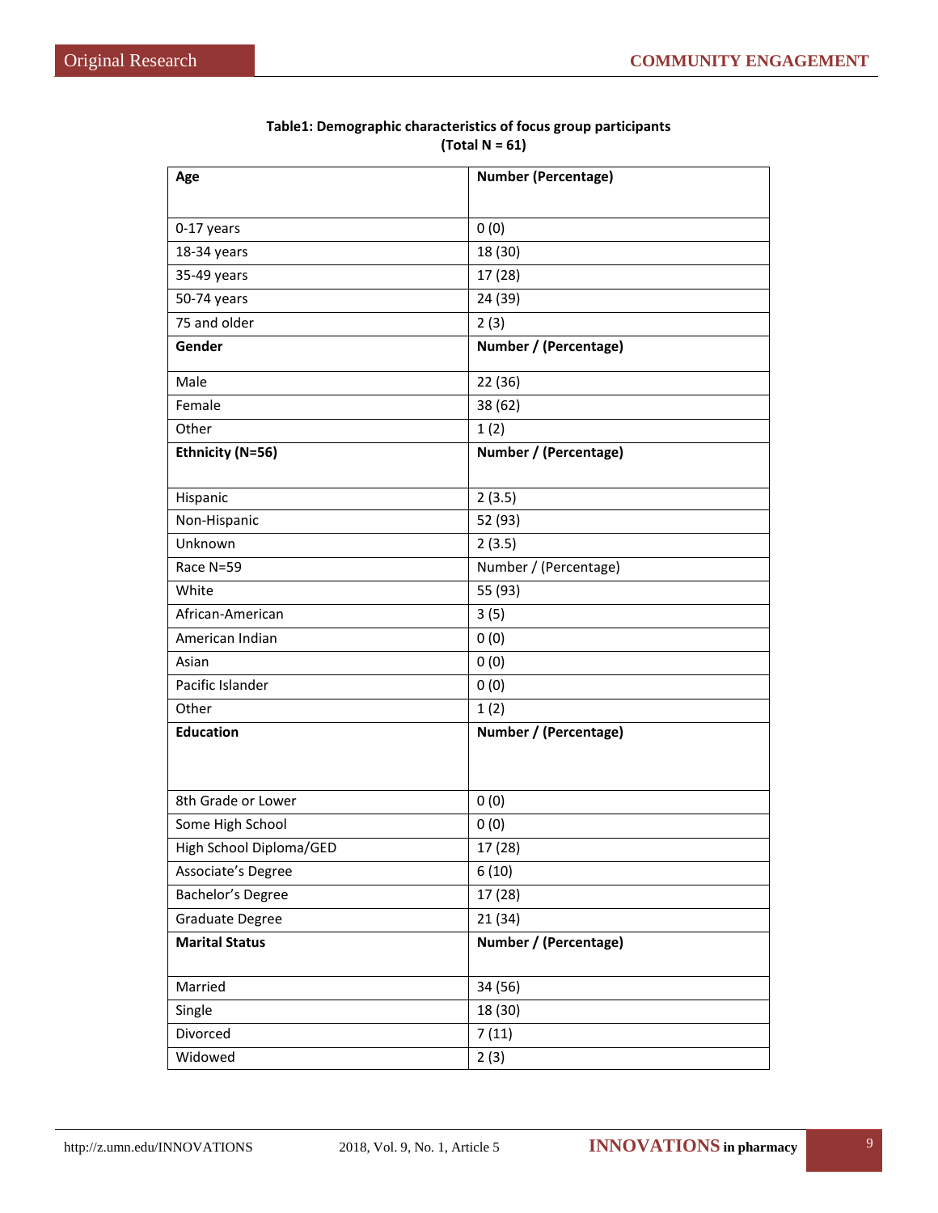**Table1: Demographic characteristics of focus group participants**
**(Total N = 61)**

| **Age** | **Number (Percentage)** |
|---|---|
| 0-17 years | 0 (0) |
| 18-34 years | 18 (30) |
| 35-49 years | 17 (28) |
| 50-74 years | 24 (39) |
| 75 and older | 2 (3) |
| **Gender** | **Number / (Percentage)** |
| Male | 22 (36) |
| Female | 38 (62) |
| Other | 1 (2) |
| **Ethnicity (N=56)** | **Number / (Percentage)** |
| Hispanic | 2 (3.5) |
| Non-Hispanic | 52 (93) |
| Unknown | 2 (3.5) |
| Race N=59 | Number / (Percentage) |
| White | 55 (93) |
| African-American | 3 (5) |
| American Indian | 0 (0) |
| Asian | 0 (0) |
| Pacific Islander | 0 (0) |
| Other | 1 (2) |
| **Education** | **Number / (Percentage)** |
| 8th Grade or Lower | 0 (0) |
| Some High School | 0 (0) |
| High School Diploma/GED | 17 (28) |
| Associate's Degree | 6 (10) |
| Bachelor's Degree | 17 (28) |
| Graduate Degree | 21 (34) |
| **Marital Status** | **Number / (Percentage)** |
| Married | 34 (56) |
| Single | 18 (30) |
| Divorced | 7 (11) |
| Widowed | 2 (3) |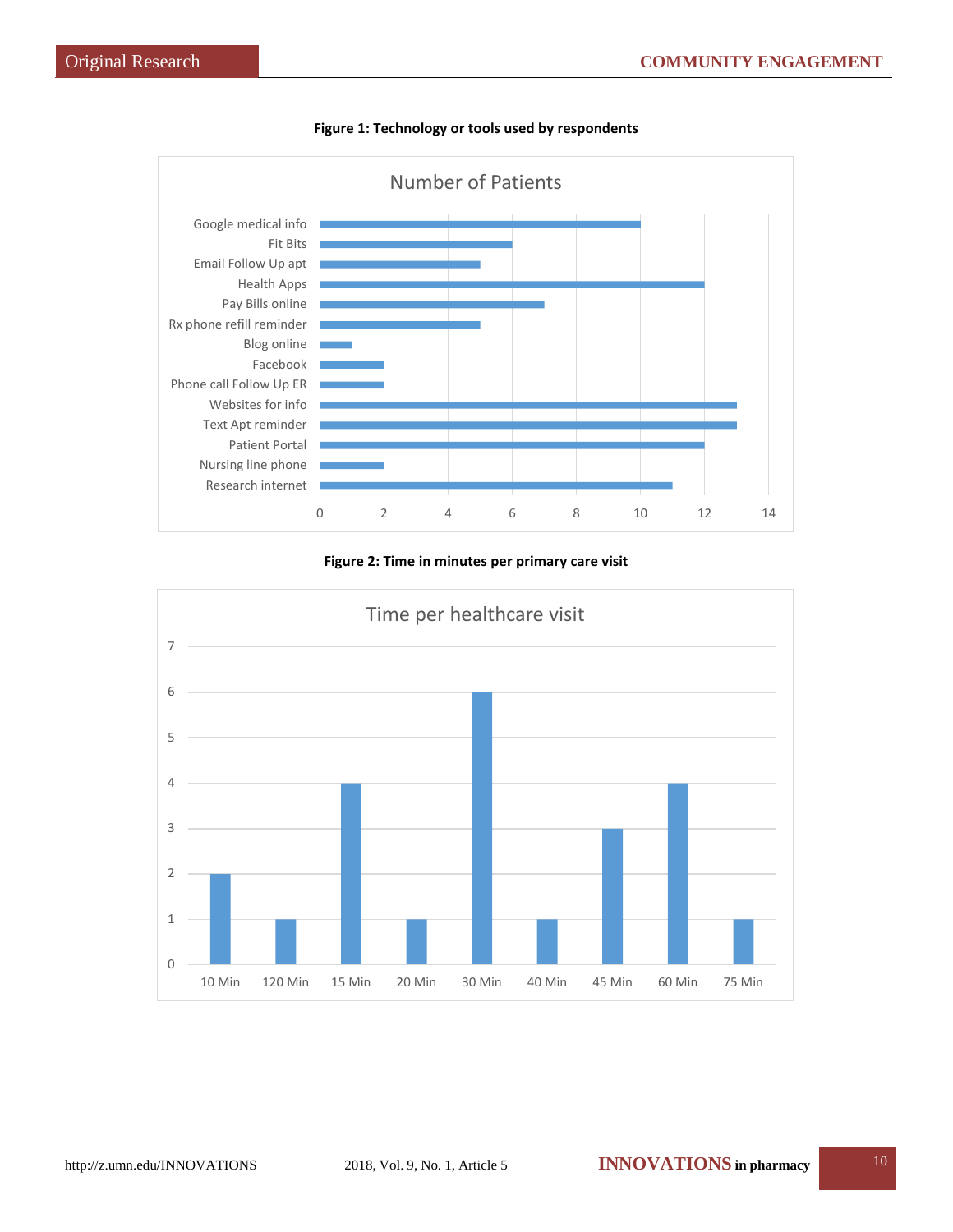**Figure 1: Technology or tools used by respondents**

| Technology or tool | Number of Patients |
|---|---|
| Google medical info | 10 |
| Fit Bits | 6 |
| Email Follow Up apt | 5 |
| Health Apps | 12 |
| Pay Bills online | 7 |
| Rx phone refill reminder | 5 |
| Blog online | 1 |
| Facebook | 2 |
| Phone call Follow Up ER | 2 |
| Websites for info | 13 |
| Text Apt reminder | 13 |
| Patient Portal | 12 |
| Nursing line phone | 2 |
| Research internet | 11 |

**Figure 2: Time in minutes per primary care visit**

| Time per healthcare visit | Count |
|---|---|
| 10 Min | 2 |
| 120 Min | 1 |
| 15 Min | 4 |
| 20 Min | 1 |
| 30 Min | 6 |
| 40 Min | 1 |
| 45 Min | 3 |
| 60 Min | 4 |
| 75 Min | 1 |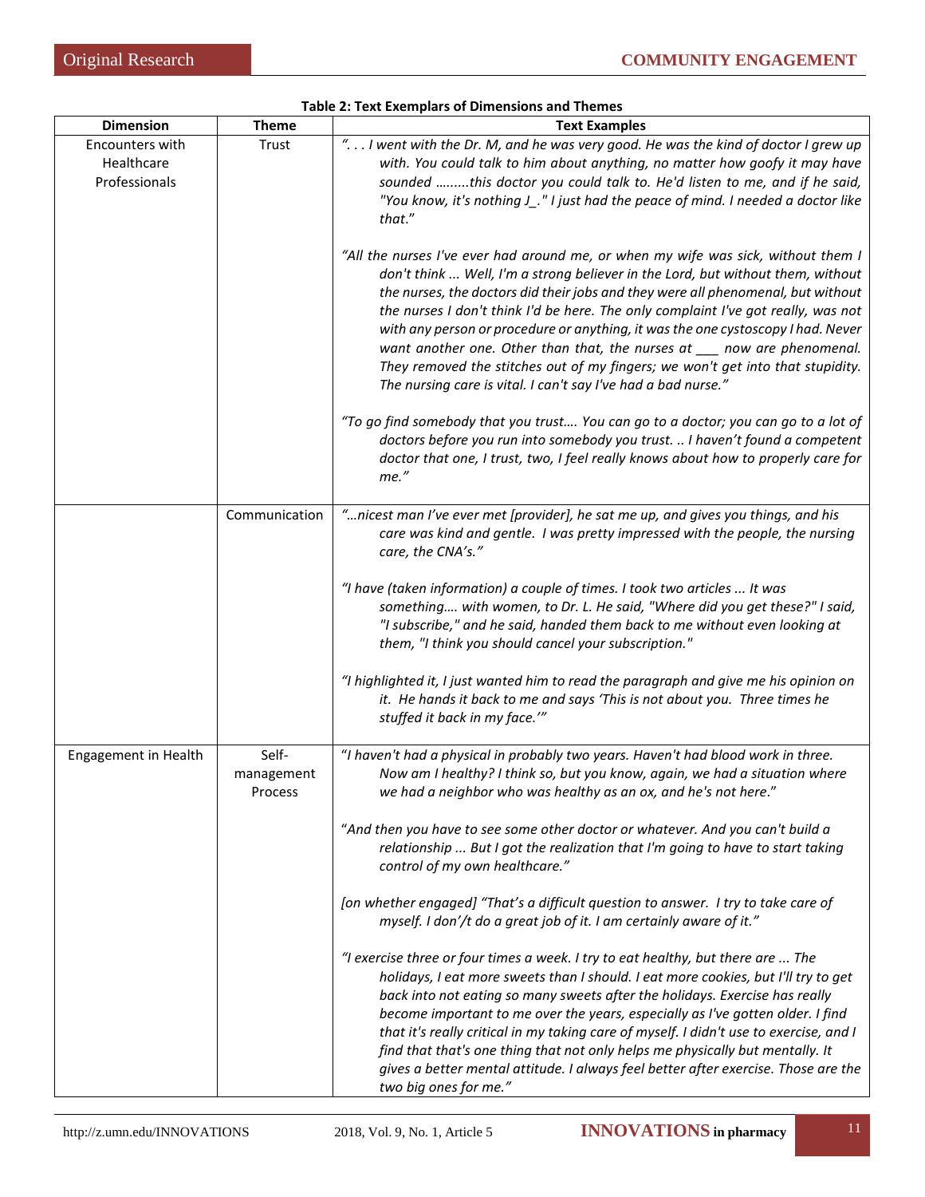**Table 2: Text Exemplars of Dimensions and Themes**

| Dimension | Theme | Text Examples |
|---|---|---|
| Encounters with Healthcare Professionals | Trust | *". . . I went with the Dr. M, and he was very good. He was the kind of doctor I grew up with. You could talk to him about anything, no matter how goofy it may have sounded .........this doctor you could talk to. He'd listen to me, and if he said, "You know, it's nothing J_." I just had the peace of mind. I needed a doctor like that."*<br><br>*"All the nurses I've ever had around me, or when my wife was sick, without them I don't think ... Well, I'm a strong believer in the Lord, but without them, without the nurses, the doctors did their jobs and they were all phenomenal, but without the nurses I don't think I'd be here. The only complaint I've got really, was not with any person or procedure or anything, it was the one cystoscopy I had. Never want another one. Other than that, the nurses at ___ now are phenomenal. They removed the stitches out of my fingers; we won't get into that stupidity. The nursing care is vital. I can't say I've had a bad nurse."*<br><br>*"To go find somebody that you trust…. You can go to a doctor; you can go to a lot of doctors before you run into somebody you trust. .. I haven't found a competent doctor that one, I trust, two, I feel really knows about how to properly care for me."* |
| | Communication | *"…nicest man I've ever met [provider], he sat me up, and gives you things, and his care was kind and gentle. I was pretty impressed with the people, the nursing care, the CNA's."*<br><br>*"I have (taken information) a couple of times. I took two articles ... It was something…. with women, to Dr. L. He said, "Where did you get these?" I said, "I subscribe," and he said, handed them back to me without even looking at them, "I think you should cancel your subscription."*<br><br>*"I highlighted it, I just wanted him to read the paragraph and give me his opinion on it. He hands it back to me and says 'This is not about you. Three times he stuffed it back in my face.'"* |
| Engagement in Health | Self-management Process | *"I haven't had a physical in probably two years. Haven't had blood work in three. Now am I healthy? I think so, but you know, again, we had a situation where we had a neighbor who was healthy as an ox, and he's not here."*<br><br>*"And then you have to see some other doctor or whatever. And you can't build a relationship ... But I got the realization that I'm going to have to start taking control of my own healthcare."*<br><br>*[on whether engaged] "That's a difficult question to answer. I try to take care of myself. I don'/t do a great job of it. I am certainly aware of it."*<br><br>*"I exercise three or four times a week. I try to eat healthy, but there are ... The holidays, I eat more sweets than I should. I eat more cookies, but I'll try to get back into not eating so many sweets after the holidays. Exercise has really become important to me over the years, especially as I've gotten older. I find that it's really critical in my taking care of myself. I didn't use to exercise, and I find that that's one thing that not only helps me physically but mentally. It gives a better mental attitude. I always feel better after exercise. Those are the two big ones for me."* |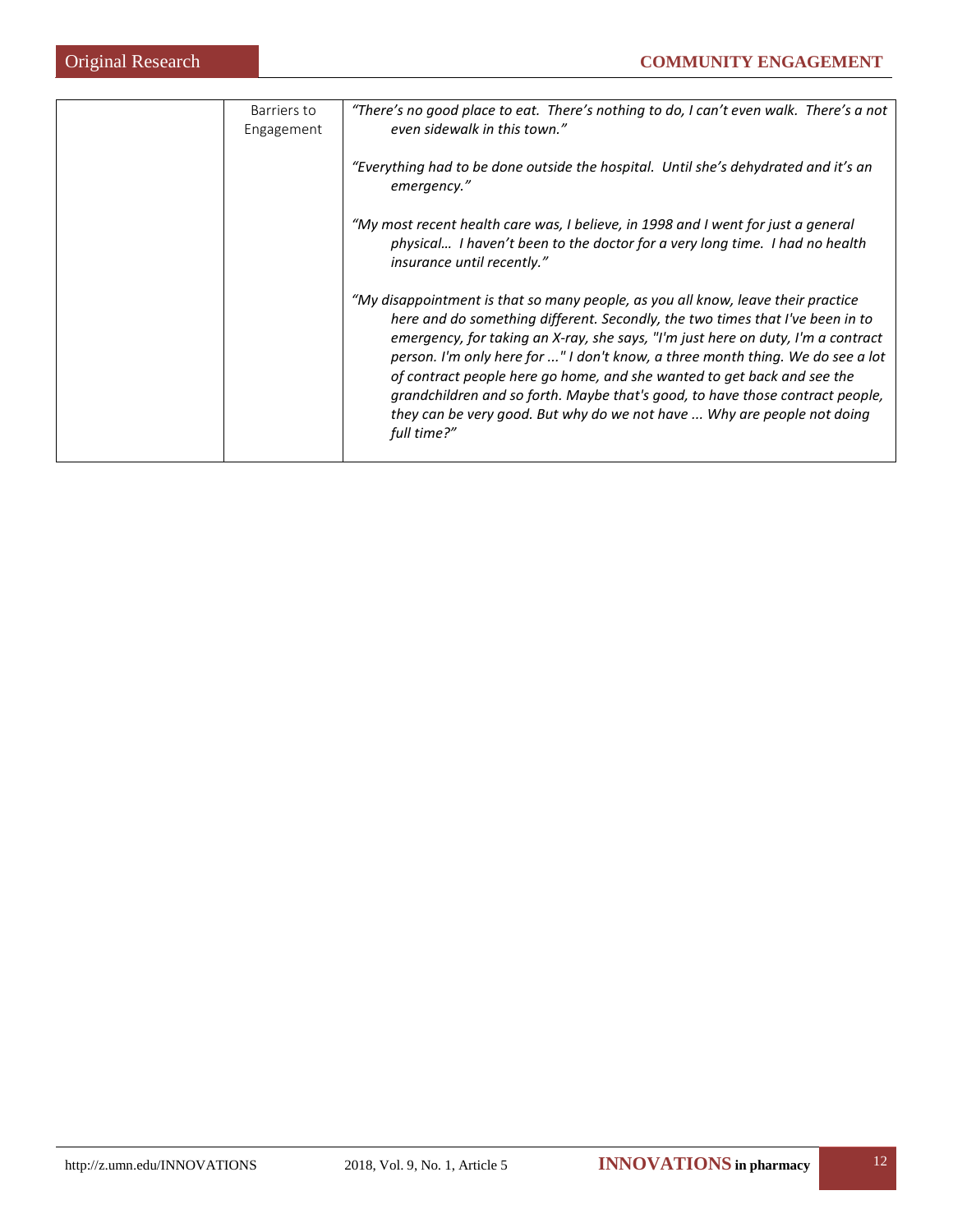| | | |
|---|---|---|
| | Barriers to Engagement | *"There's no good place to eat. There's nothing to do, I can't even walk. There's a not even sidewalk in this town."*<br><br>*"Everything had to be done outside the hospital. Until she's dehydrated and it's an emergency."*<br><br>*"My most recent health care was, I believe, in 1998 and I went for just a general physical… I haven't been to the doctor for a very long time. I had no health insurance until recently."*<br><br>*"My disappointment is that so many people, as you all know, leave their practice here and do something different. Secondly, the two times that I've been in to emergency, for taking an X-ray, she says, "I'm just here on duty, I'm a contract person. I'm only here for ..." I don't know, a three month thing. We do see a lot of contract people here go home, and she wanted to get back and see the grandchildren and so forth. Maybe that's good, to have those contract people, they can be very good. But why do we not have ... Why are people not doing full time?"* |